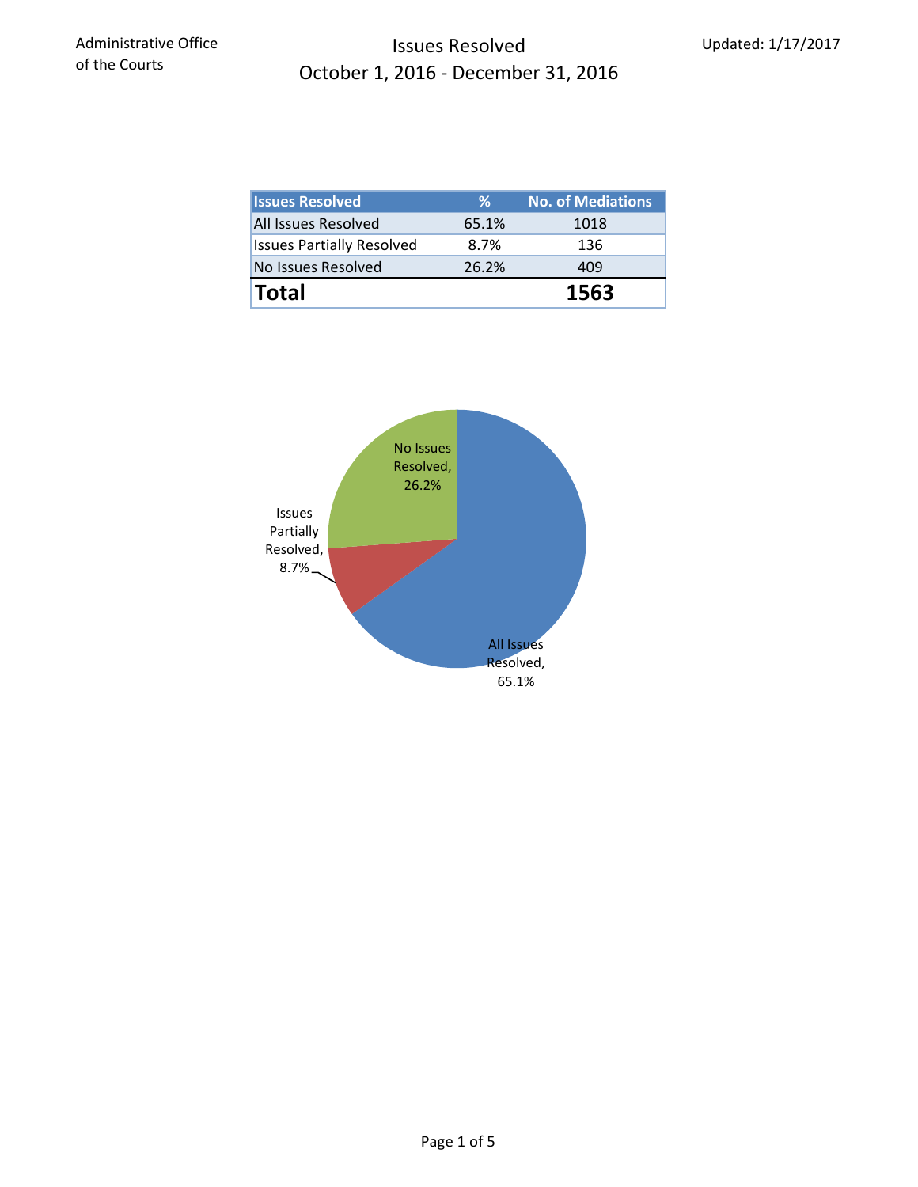Administrative Office of the Courts

# Issues Resolved
## October 1, 2016 - December 31, 2016

Updated: 1/17/2017

| Issues Resolved | % | No. of Mediations |
|---|---|---|
| All Issues Resolved | 65.1% | 1018 |
| Issues Partially Resolved | 8.7% | 136 |
| No Issues Resolved | 26.2% | 409 |
| **Total** | | **1563** |

No Issues Resolved, 26.2%

Issues Partially Resolved, 8.7%

All Issues Resolved, 65.1%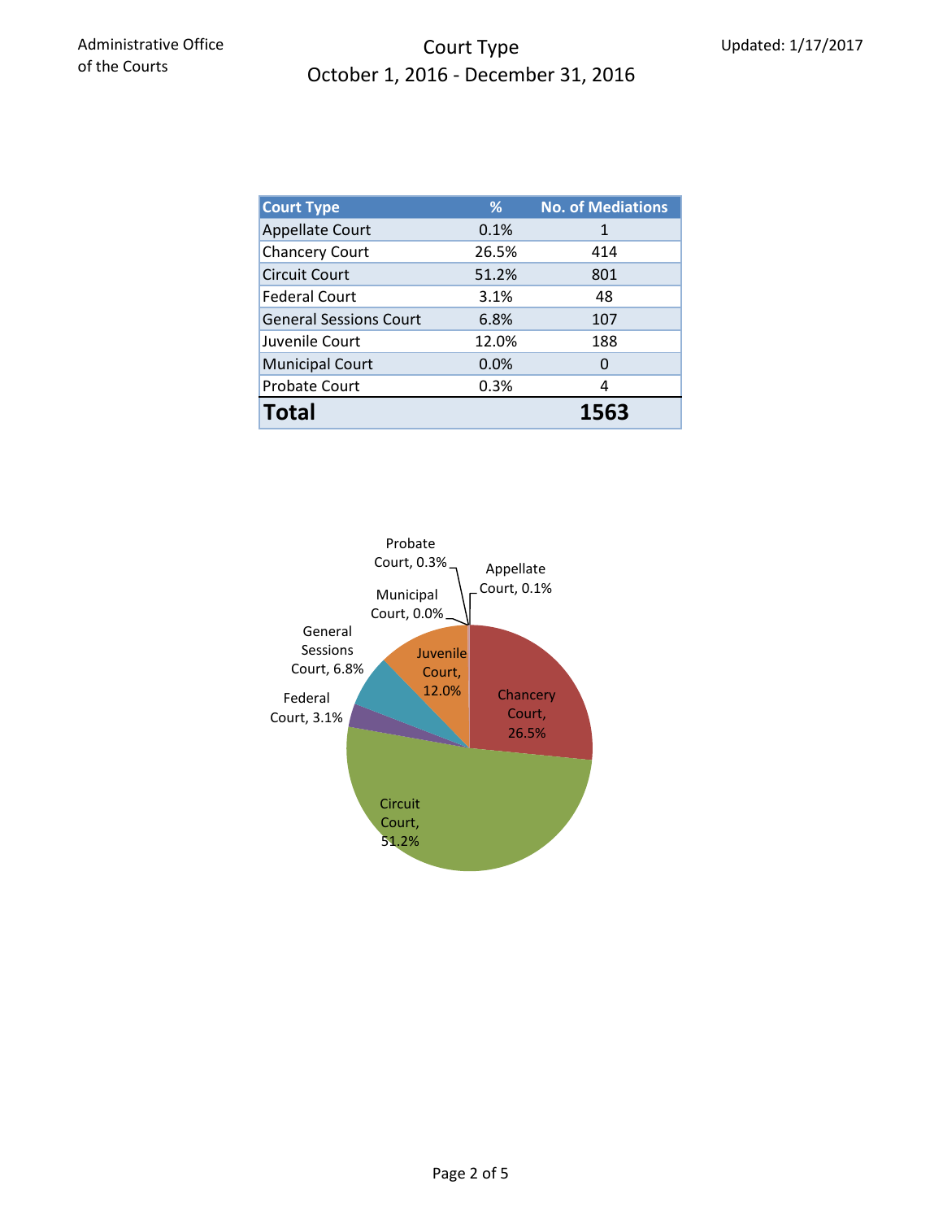Administrative Office of the Courts

# Court Type
## October 1, 2016 - December 31, 2016

Updated: 1/17/2017

| Court Type | % | No. of Mediations |
|---|---|---|
| Appellate Court | 0.1% | 1 |
| Chancery Court | 26.5% | 414 |
| Circuit Court | 51.2% | 801 |
| Federal Court | 3.1% | 48 |
| General Sessions Court | 6.8% | 107 |
| Juvenile Court | 12.0% | 188 |
| Municipal Court | 0.0% | 0 |
| Probate Court | 0.3% | 4 |
| **Total** | | **1563** |

Probate Court, 0.3%
Appellate Court, 0.1%
Municipal Court, 0.0%
General Sessions Court, 6.8%
Juvenile Court, 12.0%
Chancery Court, 26.5%
Federal Court, 3.1%
Circuit Court, 51.2%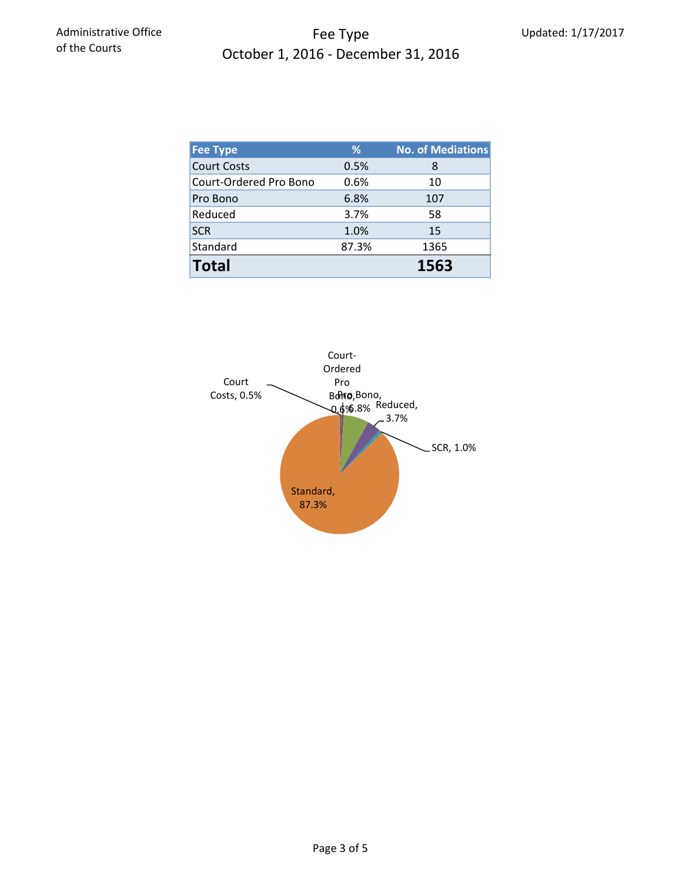Administrative Office of the Courts

# Fee Type
## October 1, 2016 - December 31, 2016

Updated: 1/17/2017

| Fee Type | % | No. of Mediations |
|---|---|---|
| Court Costs | 0.5% | 8 |
| Court-Ordered Pro Bono | 0.6% | 10 |
| Pro Bono | 6.8% | 107 |
| Reduced | 3.7% | 58 |
| SCR | 1.0% | 15 |
| Standard | 87.3% | 1365 |
| **Total** | | **1563** |

Court Costs, 0.5%
Court-Ordered Pro Bono, 0.6%
Pro Bono, 6.8%
Reduced, 3.7%
SCR, 1.0%
Standard, 87.3%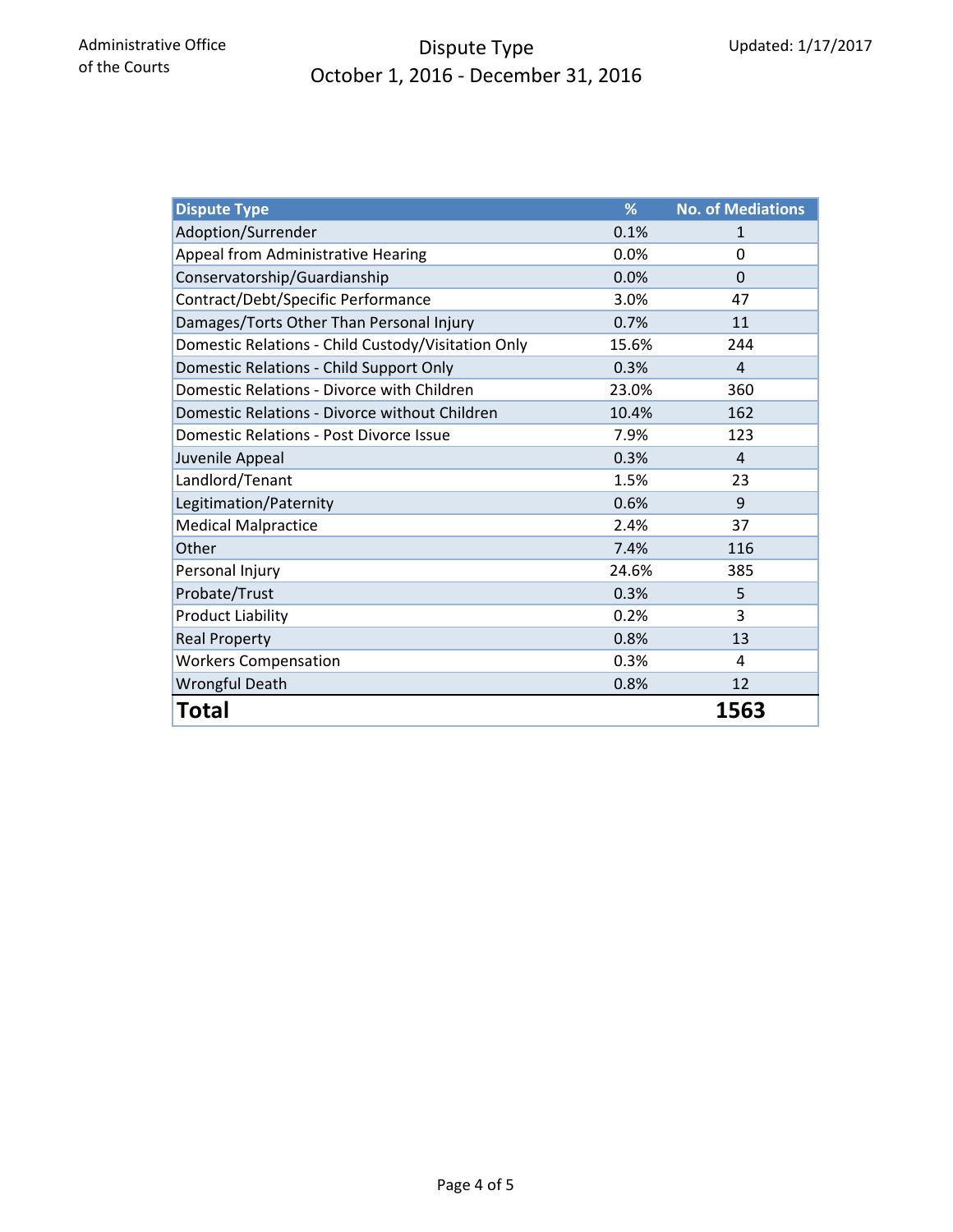Administrative Office of the Courts

# Dispute Type
## October 1, 2016 - December 31, 2016

Updated: 1/17/2017

| Dispute Type | % | No. of Mediations |
|---|---|---|
| Adoption/Surrender | 0.1% | 1 |
| Appeal from Administrative Hearing | 0.0% | 0 |
| Conservatorship/Guardianship | 0.0% | 0 |
| Contract/Debt/Specific Performance | 3.0% | 47 |
| Damages/Torts Other Than Personal Injury | 0.7% | 11 |
| Domestic Relations - Child Custody/Visitation Only | 15.6% | 244 |
| Domestic Relations - Child Support Only | 0.3% | 4 |
| Domestic Relations - Divorce with Children | 23.0% | 360 |
| Domestic Relations - Divorce without Children | 10.4% | 162 |
| Domestic Relations - Post Divorce Issue | 7.9% | 123 |
| Juvenile Appeal | 0.3% | 4 |
| Landlord/Tenant | 1.5% | 23 |
| Legitimation/Paternity | 0.6% | 9 |
| Medical Malpractice | 2.4% | 37 |
| Other | 7.4% | 116 |
| Personal Injury | 24.6% | 385 |
| Probate/Trust | 0.3% | 5 |
| Product Liability | 0.2% | 3 |
| Real Property | 0.8% | 13 |
| Workers Compensation | 0.3% | 4 |
| Wrongful Death | 0.8% | 12 |
| **Total** | | **1563** |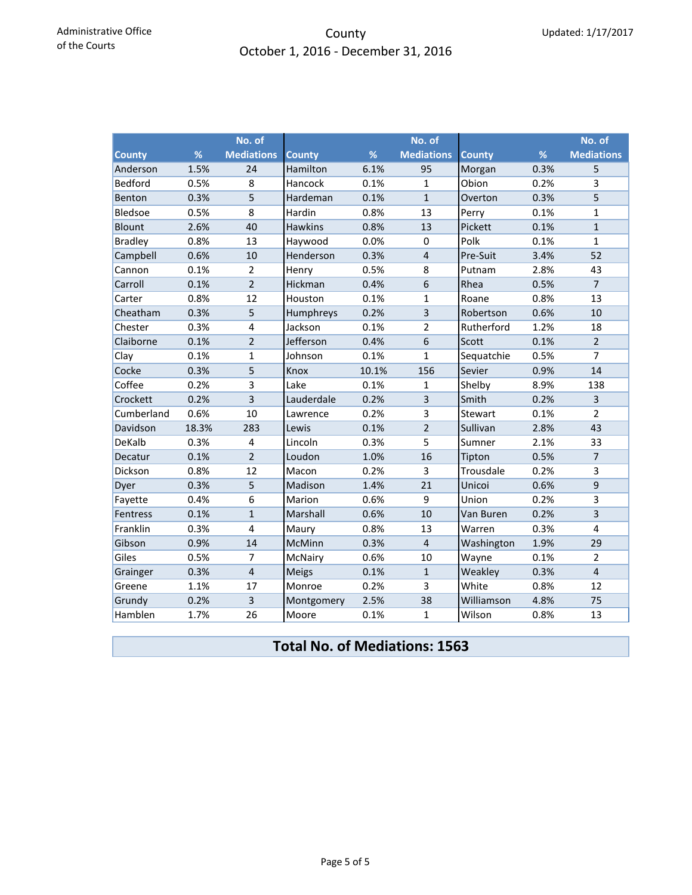Administrative Office of the Courts

# County

October 1, 2016 - December 31, 2016

Updated: 1/17/2017

| County | % | No. of Mediations | County | % | No. of Mediations | County | % | No. of Mediations |
|---|---|---|---|---|---|---|---|---|
| Anderson | 1.5% | 24 | Hamilton | 6.1% | 95 | Morgan | 0.3% | 5 |
| Bedford | 0.5% | 8 | Hancock | 0.1% | 1 | Obion | 0.2% | 3 |
| Benton | 0.3% | 5 | Hardeman | 0.1% | 1 | Overton | 0.3% | 5 |
| Bledsoe | 0.5% | 8 | Hardin | 0.8% | 13 | Perry | 0.1% | 1 |
| Blount | 2.6% | 40 | Hawkins | 0.8% | 13 | Pickett | 0.1% | 1 |
| Bradley | 0.8% | 13 | Haywood | 0.0% | 0 | Polk | 0.1% | 1 |
| Campbell | 0.6% | 10 | Henderson | 0.3% | 4 | Pre-Suit | 3.4% | 52 |
| Cannon | 0.1% | 2 | Henry | 0.5% | 8 | Putnam | 2.8% | 43 |
| Carroll | 0.1% | 2 | Hickman | 0.4% | 6 | Rhea | 0.5% | 7 |
| Carter | 0.8% | 12 | Houston | 0.1% | 1 | Roane | 0.8% | 13 |
| Cheatham | 0.3% | 5 | Humphreys | 0.2% | 3 | Robertson | 0.6% | 10 |
| Chester | 0.3% | 4 | Jackson | 0.1% | 2 | Rutherford | 1.2% | 18 |
| Claiborne | 0.1% | 2 | Jefferson | 0.4% | 6 | Scott | 0.1% | 2 |
| Clay | 0.1% | 1 | Johnson | 0.1% | 1 | Sequatchie | 0.5% | 7 |
| Cocke | 0.3% | 5 | Knox | 10.1% | 156 | Sevier | 0.9% | 14 |
| Coffee | 0.2% | 3 | Lake | 0.1% | 1 | Shelby | 8.9% | 138 |
| Crockett | 0.2% | 3 | Lauderdale | 0.2% | 3 | Smith | 0.2% | 3 |
| Cumberland | 0.6% | 10 | Lawrence | 0.2% | 3 | Stewart | 0.1% | 2 |
| Davidson | 18.3% | 283 | Lewis | 0.1% | 2 | Sullivan | 2.8% | 43 |
| DeKalb | 0.3% | 4 | Lincoln | 0.3% | 5 | Sumner | 2.1% | 33 |
| Decatur | 0.1% | 2 | Loudon | 1.0% | 16 | Tipton | 0.5% | 7 |
| Dickson | 0.8% | 12 | Macon | 0.2% | 3 | Trousdale | 0.2% | 3 |
| Dyer | 0.3% | 5 | Madison | 1.4% | 21 | Unicoi | 0.6% | 9 |
| Fayette | 0.4% | 6 | Marion | 0.6% | 9 | Union | 0.2% | 3 |
| Fentress | 0.1% | 1 | Marshall | 0.6% | 10 | Van Buren | 0.2% | 3 |
| Franklin | 0.3% | 4 | Maury | 0.8% | 13 | Warren | 0.3% | 4 |
| Gibson | 0.9% | 14 | McMinn | 0.3% | 4 | Washington | 1.9% | 29 |
| Giles | 0.5% | 7 | McNairy | 0.6% | 10 | Wayne | 0.1% | 2 |
| Grainger | 0.3% | 4 | Meigs | 0.1% | 1 | Weakley | 0.3% | 4 |
| Greene | 1.1% | 17 | Monroe | 0.2% | 3 | White | 0.8% | 12 |
| Grundy | 0.2% | 3 | Montgomery | 2.5% | 38 | Williamson | 4.8% | 75 |
| Hamblen | 1.7% | 26 | Moore | 0.1% | 1 | Wilson | 0.8% | 13 |

**Total No. of Mediations: 1563**